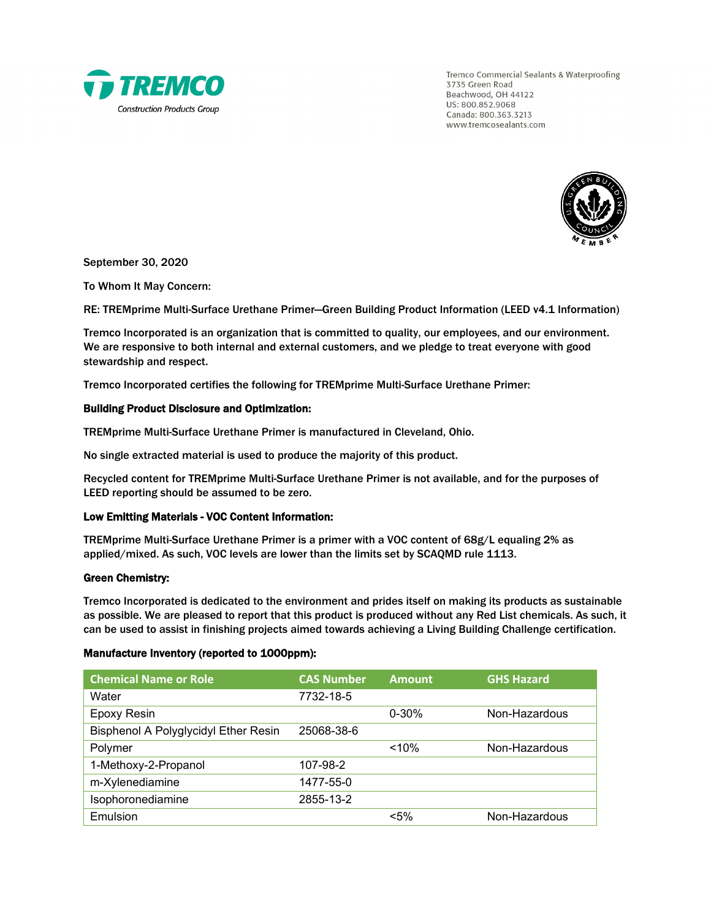Tremco Commercial Sealants & Waterproofing
3735 Green Road
Beachwood, OH 44122
US: 800.852.9068
Canada: 800.363.3213
www.tremcosealants.com

September 30, 2020

To Whom It May Concern:

RE: TREMprime Multi-Surface Urethane Primer—Green Building Product Information (LEED v4.1 Information)

Tremco Incorporated is an organization that is committed to quality, our employees, and our environment. We are responsive to both internal and external customers, and we pledge to treat everyone with good stewardship and respect.

Tremco Incorporated certifies the following for TREMprime Multi-Surface Urethane Primer:

**Building Product Disclosure and Optimization:**

TREMprime Multi-Surface Urethane Primer is manufactured in Cleveland, Ohio.

No single extracted material is used to produce the majority of this product.

Recycled content for TREMprime Multi-Surface Urethane Primer is not available, and for the purposes of LEED reporting should be assumed to be zero.

**Low Emitting Materials - VOC Content Information:**

TREMprime Multi-Surface Urethane Primer is a primer with a VOC content of 68g/L equaling 2% as applied/mixed. As such, VOC levels are lower than the limits set by SCAQMD rule 1113.

**Green Chemistry:**

Tremco Incorporated is dedicated to the environment and prides itself on making its products as sustainable as possible. We are pleased to report that this product is produced without any Red List chemicals. As such, it can be used to assist in finishing projects aimed towards achieving a Living Building Challenge certification.

**Manufacture Inventory (reported to 1000ppm):**

| Chemical Name or Role | CAS Number | Amount | GHS Hazard |
|---|---|---|---|
| Water | 7732-18-5 | | |
| Epoxy Resin | | 0-30% | Non-Hazardous |
| Bisphenol A Polyglycidyl Ether Resin | 25068-38-6 | | |
| Polymer | | <10% | Non-Hazardous |
| 1-Methoxy-2-Propanol | 107-98-2 | | |
| m-Xylenediamine | 1477-55-0 | | |
| Isophoronediamine | 2855-13-2 | | |
| Emulsion | | <5% | Non-Hazardous |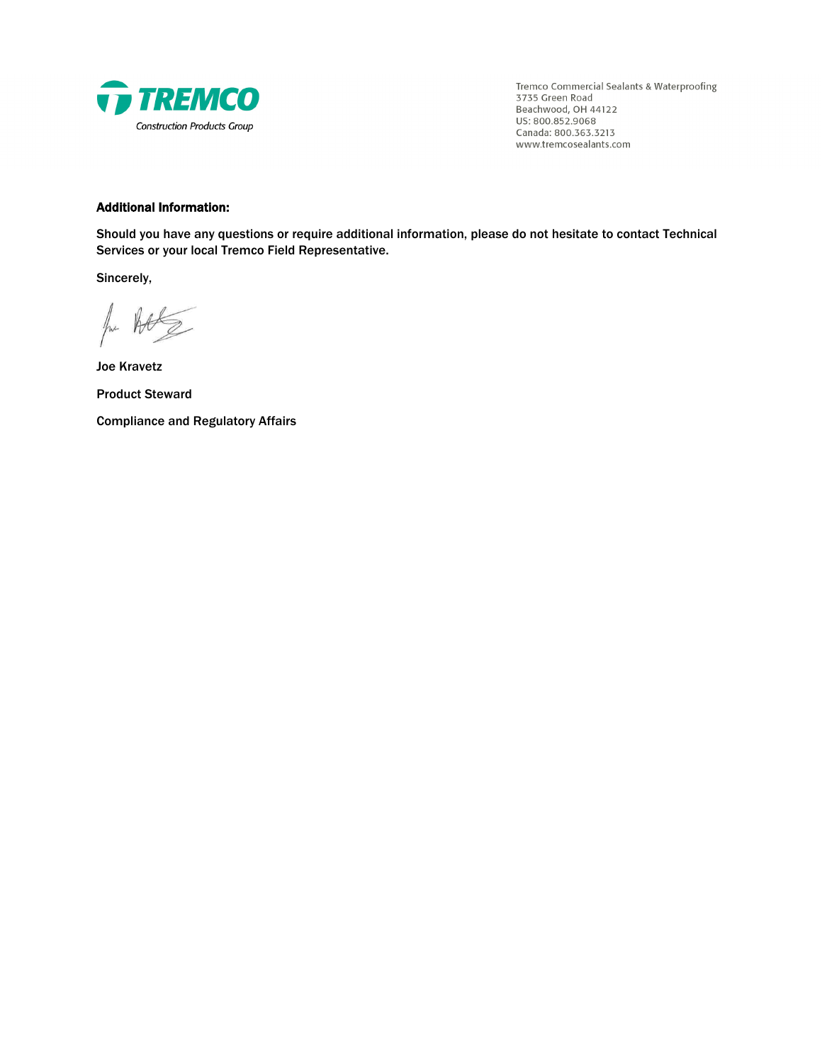Tremco Commercial Sealants & Waterproofing
3735 Green Road
Beachwood, OH 44122
US: 800.852.9068
Canada: 800.363.3213
www.tremcosealants.com

**Additional Information:**

**Should you have any questions or require additional information, please do not hesitate to contact Technical Services or your local Tremco Field Representative.**

**Sincerely,**

**Joe Kravetz**

**Product Steward**

**Compliance and Regulatory Affairs**